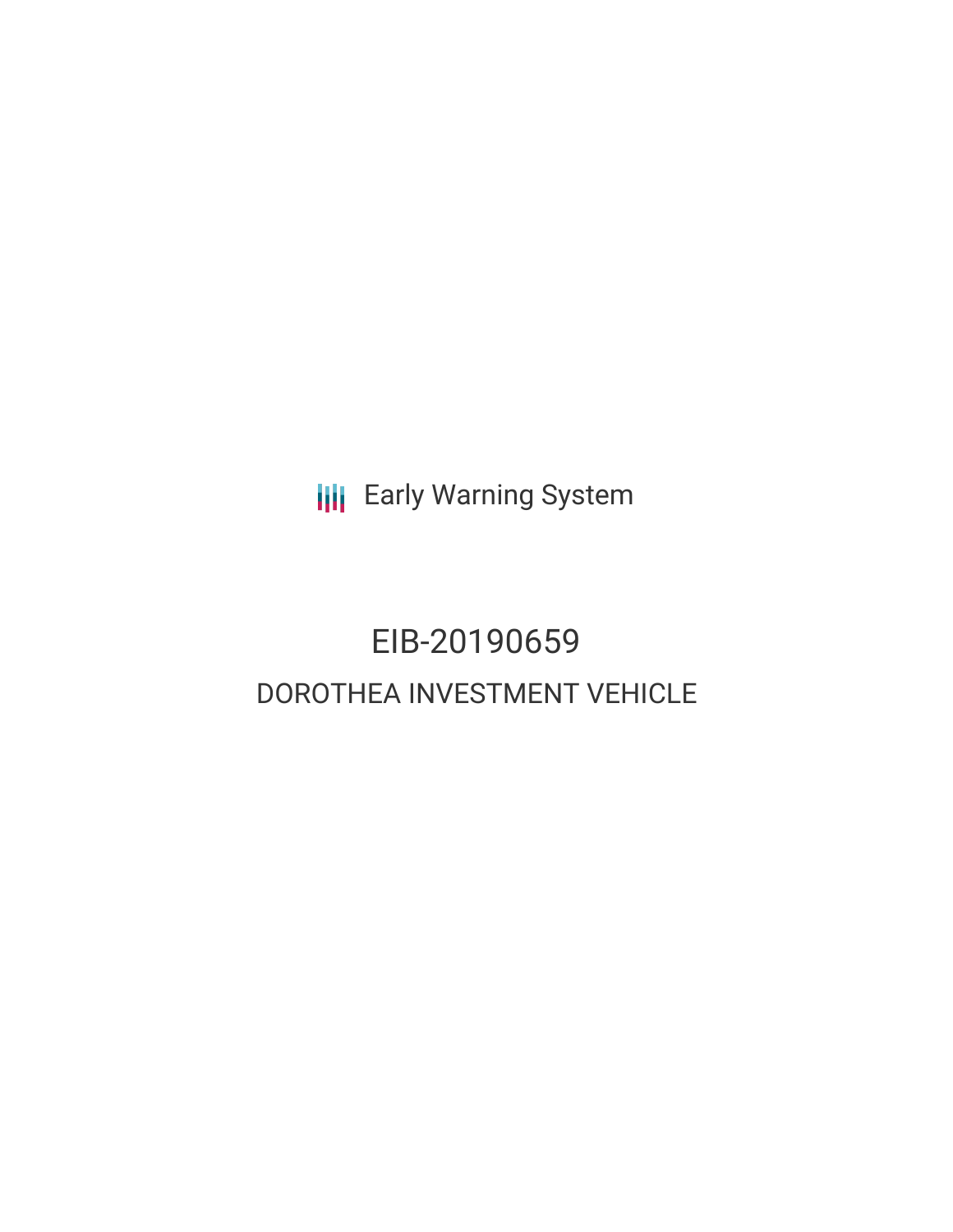Early Warning System

# EIB-20190659

## DOROTHEA INVESTMENT VEHICLE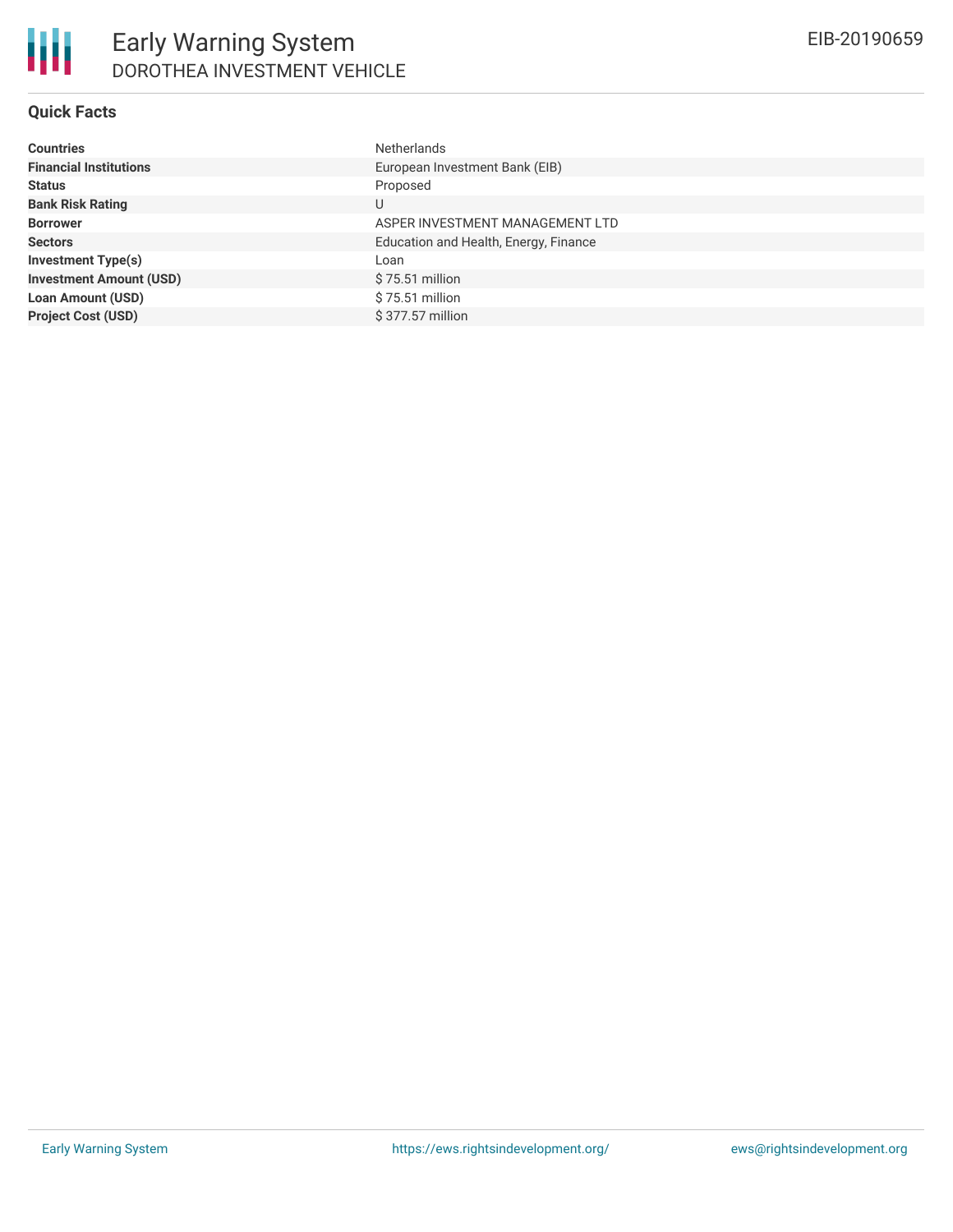# Early Warning System

## DOROTHEA INVESTMENT VEHICLE

EIB-20190659

### Quick Facts

| | |
|---|---|
| **Countries** | Netherlands |
| **Financial Institutions** | European Investment Bank (EIB) |
| **Status** | Proposed |
| **Bank Risk Rating** | U |
| **Borrower** | ASPER INVESTMENT MANAGEMENT LTD |
| **Sectors** | Education and Health, Energy, Finance |
| **Investment Type(s)** | Loan |
| **Investment Amount (USD)** | $ 75.51 million |
| **Loan Amount (USD)** | $ 75.51 million |
| **Project Cost (USD)** | $ 377.57 million |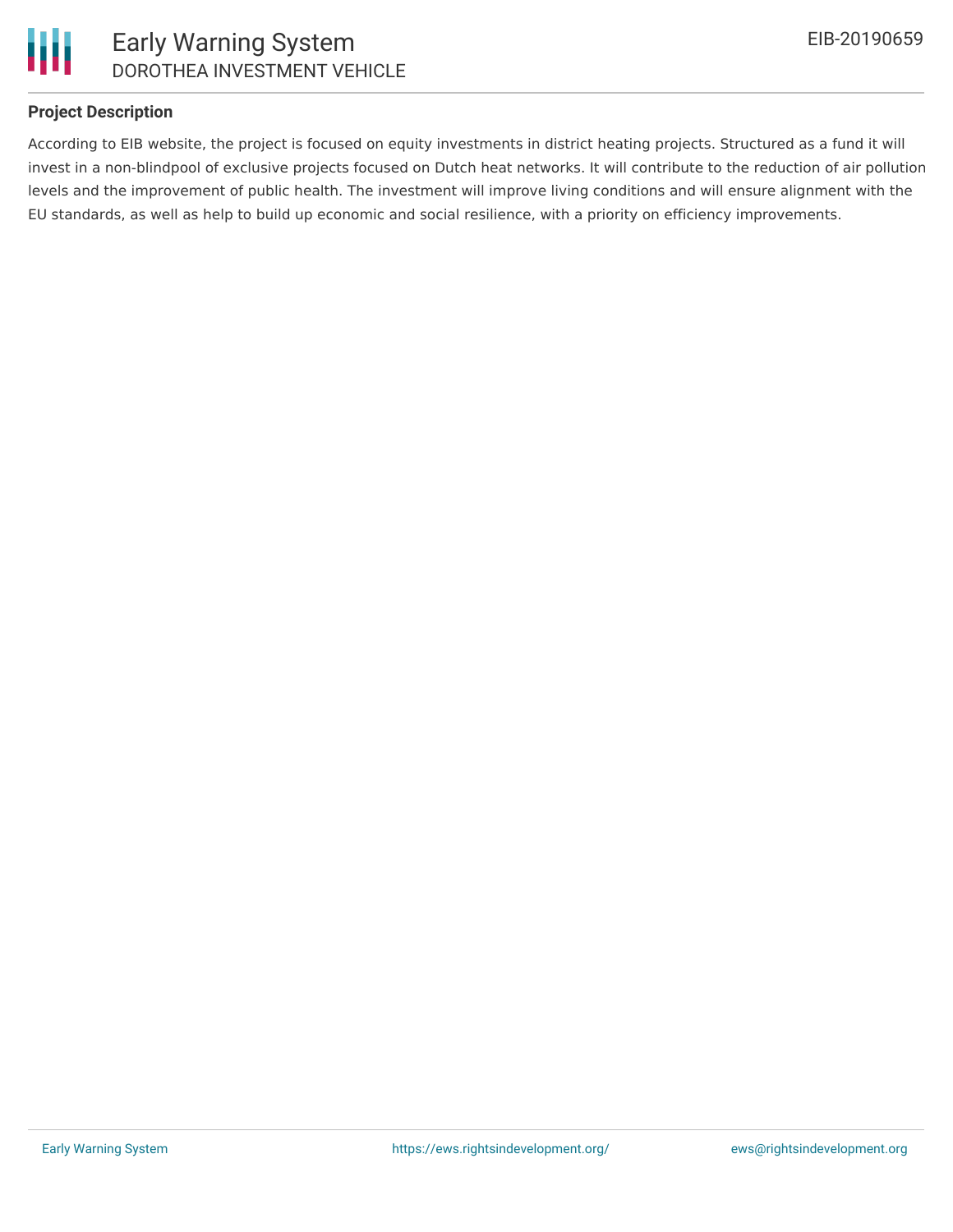## Project Description

According to EIB website, the project is focused on equity investments in district heating projects. Structured as a fund it will invest in a non-blindpool of exclusive projects focused on Dutch heat networks. It will contribute to the reduction of air pollution levels and the improvement of public health. The investment will improve living conditions and will ensure alignment with the EU standards, as well as help to build up economic and social resilience, with a priority on efficiency improvements.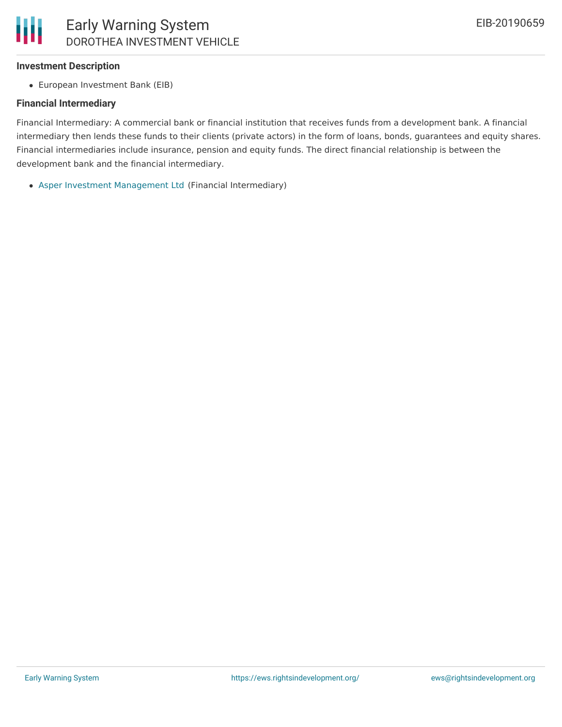### Investment Description

- European Investment Bank (EIB)

### Financial Intermediary

Financial Intermediary: A commercial bank or financial institution that receives funds from a development bank. A financial intermediary then lends these funds to their clients (private actors) in the form of loans, bonds, guarantees and equity shares. Financial intermediaries include insurance, pension and equity funds. The direct financial relationship is between the development bank and the financial intermediary.

- Asper Investment Management Ltd (Financial Intermediary)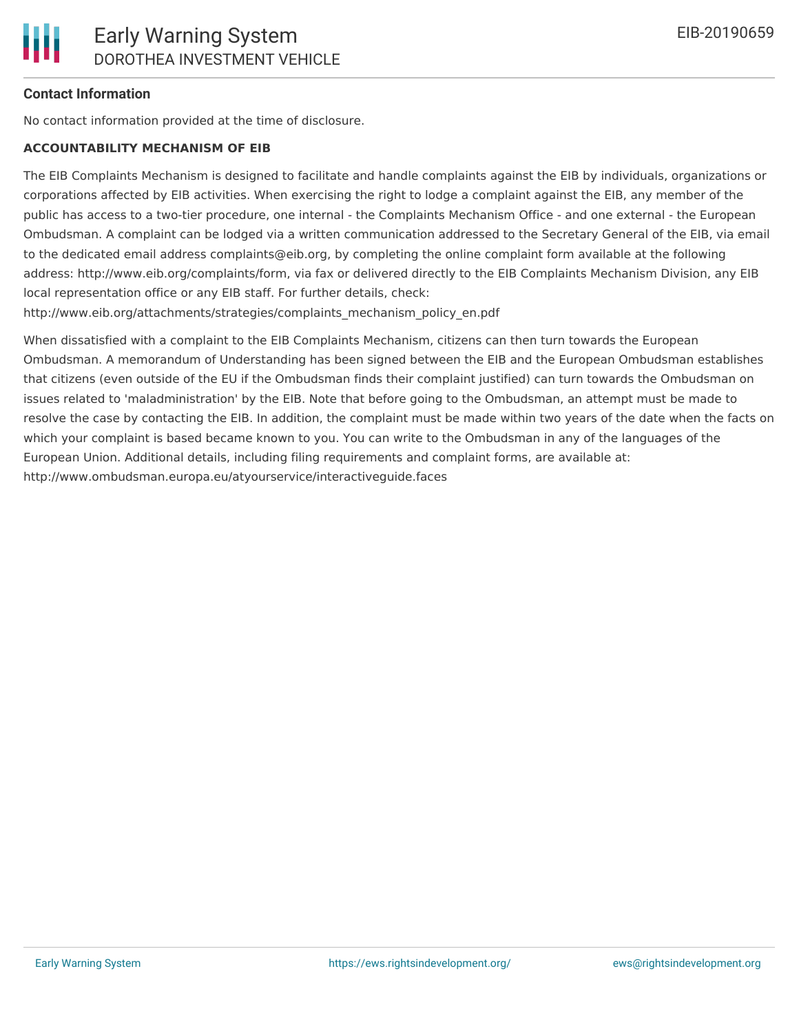**Contact Information**

No contact information provided at the time of disclosure.

**ACCOUNTABILITY MECHANISM OF EIB**

The EIB Complaints Mechanism is designed to facilitate and handle complaints against the EIB by individuals, organizations or corporations affected by EIB activities. When exercising the right to lodge a complaint against the EIB, any member of the public has access to a two-tier procedure, one internal - the Complaints Mechanism Office - and one external - the European Ombudsman. A complaint can be lodged via a written communication addressed to the Secretary General of the EIB, via email to the dedicated email address complaints@eib.org, by completing the online complaint form available at the following address: http://www.eib.org/complaints/form, via fax or delivered directly to the EIB Complaints Mechanism Division, any EIB local representation office or any EIB staff. For further details, check: http://www.eib.org/attachments/strategies/complaints_mechanism_policy_en.pdf

When dissatisfied with a complaint to the EIB Complaints Mechanism, citizens can then turn towards the European Ombudsman. A memorandum of Understanding has been signed between the EIB and the European Ombudsman establishes that citizens (even outside of the EU if the Ombudsman finds their complaint justified) can turn towards the Ombudsman on issues related to 'maladministration' by the EIB. Note that before going to the Ombudsman, an attempt must be made to resolve the case by contacting the EIB. In addition, the complaint must be made within two years of the date when the facts on which your complaint is based became known to you. You can write to the Ombudsman in any of the languages of the European Union. Additional details, including filing requirements and complaint forms, are available at: http://www.ombudsman.europa.eu/atyourservice/interactiveguide.faces